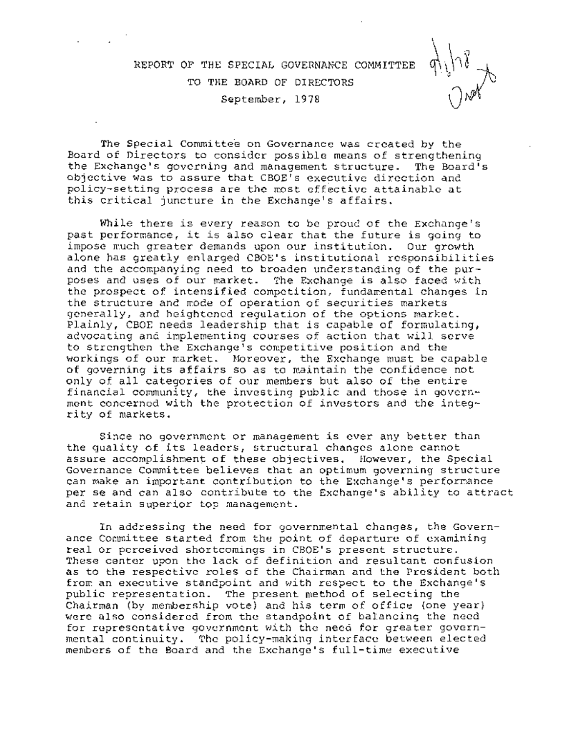# REPORT OF THE SPECIAL GOVERNANCE COMMITTEE
## TO THE BOARD OF DIRECTORS
### September, 1978

The Special Committee on Governance was created by the Board of Directors to consider possible means of strengthening the Exchange's governing and management structure. The Board's objective was to assure that CBOE's executive direction and policy-setting process are the most effective attainable at this critical juncture in the Exchange's affairs.

While there is every reason to be proud of the Exchange's past performance, it is also clear that the future is going to impose much greater demands upon our institution. Our growth alone has greatly enlarged CBOE's institutional responsibilities and the accompanying need to broaden understanding of the purposes and uses of our market. The Exchange is also faced with the prospect of intensified competition, fundamental changes in the structure and mode of operation of securities markets generally, and heightened regulation of the options market. Plainly, CBOE needs leadership that is capable of formulating, advocating and implementing courses of action that will serve to strengthen the Exchange's competitive position and the workings of our market. Moreover, the Exchange must be capable of governing its affairs so as to maintain the confidence not only of all categories of our members but also of the entire financial community, the investing public and those in government concerned with the protection of investors and the integrity of markets.

Since no government or management is ever any better than the quality of its leaders, structural changes alone cannot assure accomplishment of these objectives. However, the Special Governance Committee believes that an optimum governing structure can make an important contribution to the Exchange's performance per se and can also contribute to the Exchange's ability to attract and retain superior top management.

In addressing the need for governmental changes, the Governance Committee started from the point of departure of examining real or perceived shortcomings in CBOE's present structure. These center upon the lack of definition and resultant confusion as to the respective roles of the Chairman and the President both from an executive standpoint and with respect to the Exchange's public representation. The present method of selecting the Chairman (by membership vote) and his term of office (one year) were also considered from the standpoint of balancing the need for representative government with the need for greater governmental continuity. The policy-making interface between elected members of the Board and the Exchange's full-time executive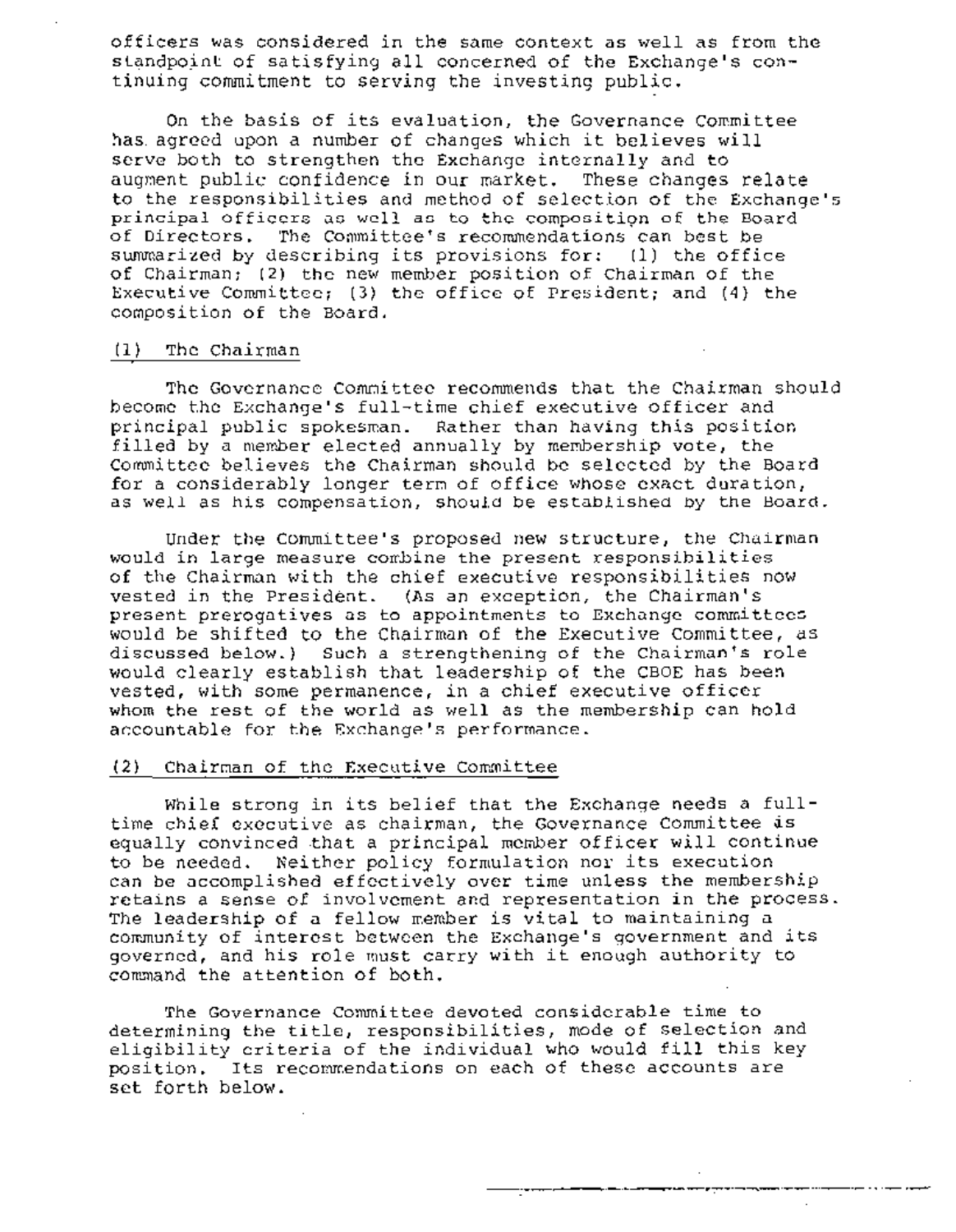officers was considered in the same context as well as from the standpoint of satisfying all concerned of the Exchange's continuing commitment to serving the investing public.

On the basis of its evaluation, the Governance Committee has agreed upon a number of changes which it believes will serve both to strengthen the Exchange internally and to augment public confidence in our market. These changes relate to the responsibilities and method of selection of the Exchange's principal officers as well as to the composition of the Board of Directors. The Committee's recommendations can best be summarized by describing its provisions for: (1) the office of Chairman; (2) the new member position of Chairman of the Executive Committee; (3) the office of President; and (4) the composition of the Board.

## (1) The Chairman

The Governance Committee recommends that the Chairman should become the Exchange's full-time chief executive officer and principal public spokesman. Rather than having this position filled by a member elected annually by membership vote, the Committee believes the Chairman should be selected by the Board for a considerably longer term of office whose exact duration, as well as his compensation, should be established by the Board.

Under the Committee's proposed new structure, the Chairman would in large measure combine the present responsibilities of the Chairman with the chief executive responsibilities now vested in the President. (As an exception, the Chairman's present prerogatives as to appointments to Exchange committees would be shifted to the Chairman of the Executive Committee, as discussed below.) Such a strengthening of the Chairman's role would clearly establish that leadership of the CBOE has been vested, with some permanence, in a chief executive officer whom the rest of the world as well as the membership can hold accountable for the Exchange's performance.

## (2) Chairman of the Executive Committee

While strong in its belief that the Exchange needs a full-time chief executive as chairman, the Governance Committee is equally convinced that a principal member officer will continue to be needed. Neither policy formulation nor its execution can be accomplished effectively over time unless the membership retains a sense of involvement and representation in the process. The leadership of a fellow member is vital to maintaining a community of interest between the Exchange's government and its governed, and his role must carry with it enough authority to command the attention of both.

The Governance Committee devoted considerable time to determining the title, responsibilities, mode of selection and eligibility criteria of the individual who would fill this key position. Its recommendations on each of these accounts are set forth below.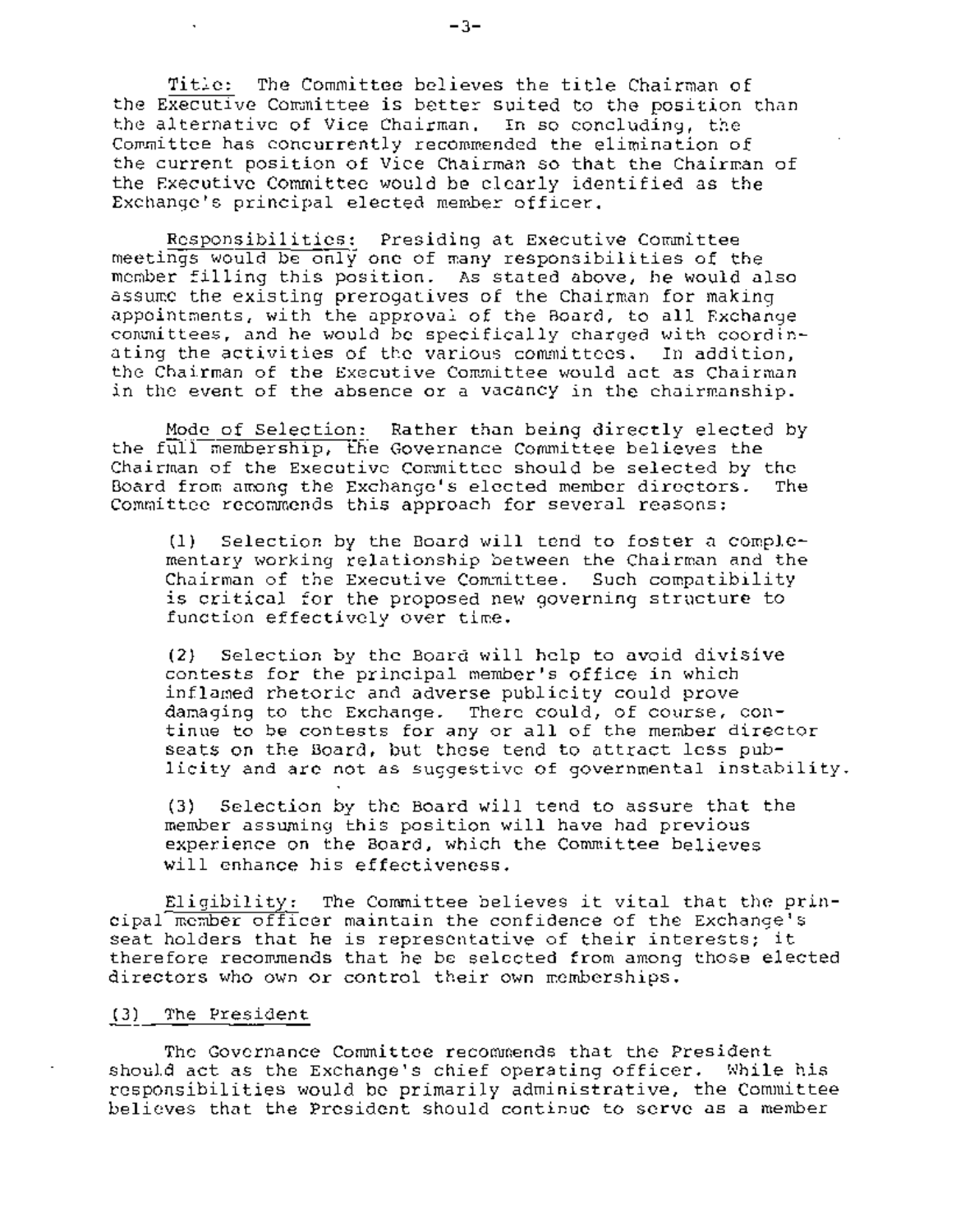Title: The Committee believes the title Chairman of the Executive Committee is better suited to the position than the alternative of Vice Chairman. In so concluding, the Committee has concurrently recommended the elimination of the current position of Vice Chairman so that the Chairman of the Executive Committee would be clearly identified as the Exchange's principal elected member officer.

Responsibilities: Presiding at Executive Committee meetings would be only one of many responsibilities of the member filling this position. As stated above, he would also assume the existing prerogatives of the Chairman for making appointments, with the approval of the Board, to all Exchange committees, and he would be specifically charged with coordinating the activities of the various committees. In addition, the Chairman of the Executive Committee would act as Chairman in the event of the absence or a vacancy in the chairmanship.

Mode of Selection: Rather than being directly elected by the full membership, the Governance Committee believes the Chairman of the Executive Committee should be selected by the Board from among the Exchange's elected member directors. The Committee recommends this approach for several reasons:

(1) Selection by the Board will tend to foster a complementary working relationship between the Chairman and the Chairman of the Executive Committee. Such compatibility is critical for the proposed new governing structure to function effectively over time.

(2) Selection by the Board will help to avoid divisive contests for the principal member's office in which inflamed rhetoric and adverse publicity could prove damaging to the Exchange. There could, of course, continue to be contests for any or all of the member director seats on the Board, but these tend to attract less publicity and are not as suggestive of governmental instability.

(3) Selection by the Board will tend to assure that the member assuming this position will have had previous experience on the Board, which the Committee believes will enhance his effectiveness.

Eligibility: The Committee believes it vital that the principal member officer maintain the confidence of the Exchange's seat holders that he is representative of their interests; it therefore recommends that he be selected from among those elected directors who own or control their own memberships.

### (3) The President

The Governance Committee recommends that the President should act as the Exchange's chief operating officer. While his responsibilities would be primarily administrative, the Committee believes that the President should continue to serve as a member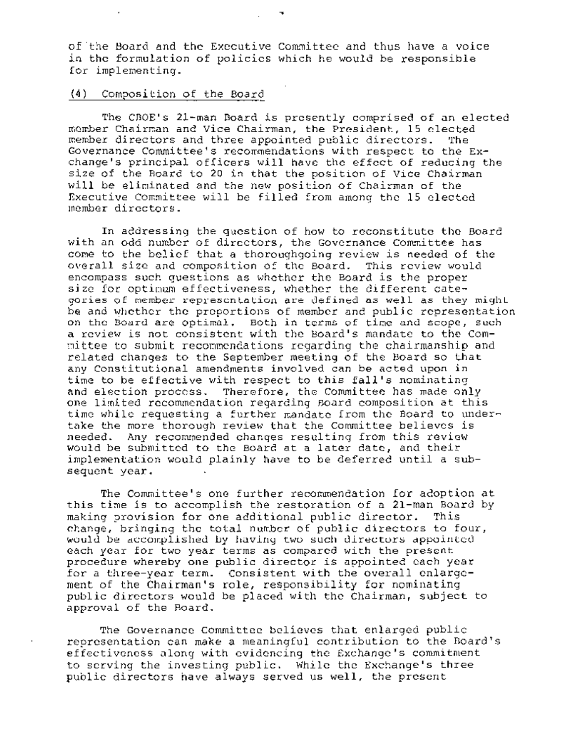of the Board and the Executive Committee and thus have a voice in the formulation of policies which he would be responsible for implementing.

(4) Composition of the Board

The CBOE's 21-man Board is presently comprised of an elected member Chairman and Vice Chairman, the President, 15 elected member directors and three appointed public directors. The Governance Committee's recommendations with respect to the Exchange's principal officers will have the effect of reducing the size of the Board to 20 in that the position of Vice Chairman will be eliminated and the new position of Chairman of the Executive Committee will be filled from among the 15 elected member directors.

In addressing the question of how to reconstitute the Board with an odd number of directors, the Governance Committee has come to the belief that a thoroughgoing review is needed of the overall size and composition of the Board. This review would encompass such questions as whether the Board is the proper size for optimum effectiveness, whether the different categories of member representation are defined as well as they might be and whether the proportions of member and public representation on the Board are optimal. Both in terms of time and scope, such a review is not consistent with the Board's mandate to the Committee to submit recommendations regarding the chairmanship and related changes to the September meeting of the Board so that any Constitutional amendments involved can be acted upon in time to be effective with respect to this fall's nominating and election process. Therefore, the Committee has made only one limited recommendation regarding Board composition at this time while requesting a further mandate from the Board to undertake the more thorough review that the Committee believes is needed. Any recommended changes resulting from this review would be submitted to the Board at a later date, and their implementation would plainly have to be deferred until a subsequent year.

The Committee's one further recommendation for adoption at this time is to accomplish the restoration of a 21-man Board by making provision for one additional public director. This change, bringing the total number of public directors to four, would be accomplished by having two such directors appointed each year for two year terms as compared with the present procedure whereby one public director is appointed each year for a three-year term. Consistent with the overall enlargement of the Chairman's role, responsibility for nominating public directors would be placed with the Chairman, subject to approval of the Board.

The Governance Committee believes that enlarged public representation can make a meaningful contribution to the Board's effectiveness along with evidencing the Exchange's commitment to serving the investing public. While the Exchange's three public directors have always served us well, the present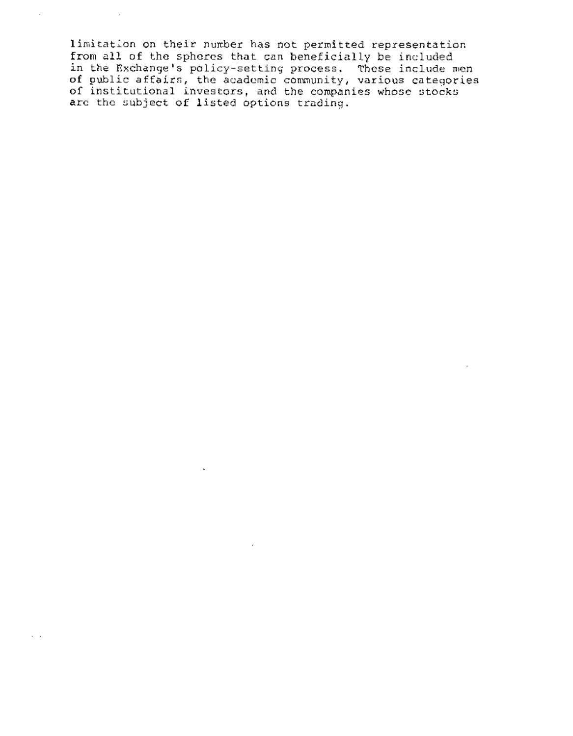limitation on their number has not permitted representation from all of the spheres that can beneficially be included in the Exchange's policy-setting process. These include men of public affairs, the academic community, various categories of institutional investors, and the companies whose stocks are the subject of listed options trading.